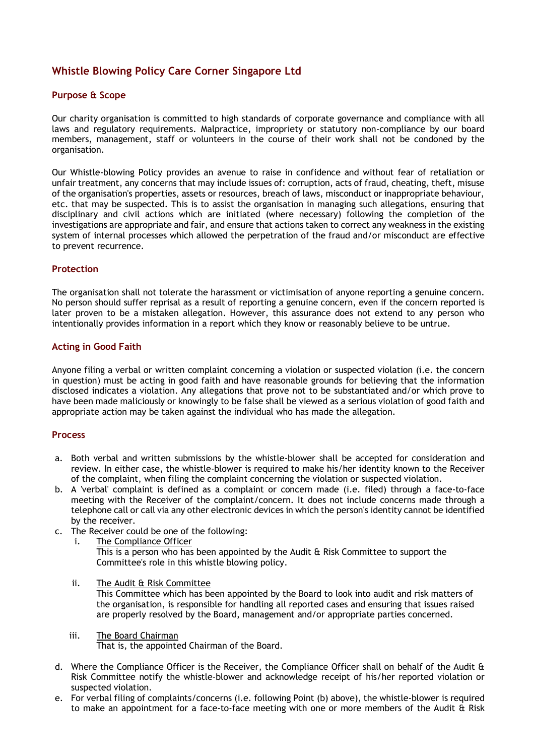# Whistle Blowing Policy Care Corner Singapore Ltd

## Purpose & Scope

Our charity organisation is committed to high standards of corporate governance and compliance with all laws and regulatory requirements. Malpractice, impropriety or statutory non-compliance by our board members, management, staff or volunteers in the course of their work shall not be condoned by the organisation.

Our Whistle-blowing Policy provides an avenue to raise in confidence and without fear of retaliation or unfair treatment, any concerns that may include issues of: corruption, acts of fraud, cheating, theft, misuse of the organisation's properties, assets or resources, breach of laws, misconduct or inappropriate behaviour, etc. that may be suspected. This is to assist the organisation in managing such allegations, ensuring that disciplinary and civil actions which are initiated (where necessary) following the completion of the investigations are appropriate and fair, and ensure that actions taken to correct any weakness in the existing system of internal processes which allowed the perpetration of the fraud and/or misconduct are effective to prevent recurrence.

## Protection

The organisation shall not tolerate the harassment or victimisation of anyone reporting a genuine concern. No person should suffer reprisal as a result of reporting a genuine concern, even if the concern reported is later proven to be a mistaken allegation. However, this assurance does not extend to any person who intentionally provides information in a report which they know or reasonably believe to be untrue.

## Acting in Good Faith

Anyone filing a verbal or written complaint concerning a violation or suspected violation (i.e. the concern in question) must be acting in good faith and have reasonable grounds for believing that the information disclosed indicates a violation. Any allegations that prove not to be substantiated and/or which prove to have been made maliciously or knowingly to be false shall be viewed as a serious violation of good faith and appropriate action may be taken against the individual who has made the allegation.

## Process

a. Both verbal and written submissions by the whistle-blower shall be accepted for consideration and review. In either case, the whistle-blower is required to make his/her identity known to the Receiver of the complaint, when filing the complaint concerning the violation or suspected violation.

b. A 'verbal' complaint is defined as a complaint or concern made (i.e. filed) through a face-to-face meeting with the Receiver of the complaint/concern. It does not include concerns made through a telephone call or call via any other electronic devices in which the person's identity cannot be identified by the receiver.

c. The Receiver could be one of the following:

   i. The Compliance Officer
      This is a person who has been appointed by the Audit & Risk Committee to support the Committee's role in this whistle blowing policy.

   ii. The Audit & Risk Committee
      This Committee which has been appointed by the Board to look into audit and risk matters of the organisation, is responsible for handling all reported cases and ensuring that issues raised are properly resolved by the Board, management and/or appropriate parties concerned.

   iii. The Board Chairman
      That is, the appointed Chairman of the Board.

d. Where the Compliance Officer is the Receiver, the Compliance Officer shall on behalf of the Audit & Risk Committee notify the whistle-blower and acknowledge receipt of his/her reported violation or suspected violation.

e. For verbal filing of complaints/concerns (i.e. following Point (b) above), the whistle-blower is required to make an appointment for a face-to-face meeting with one or more members of the Audit & Risk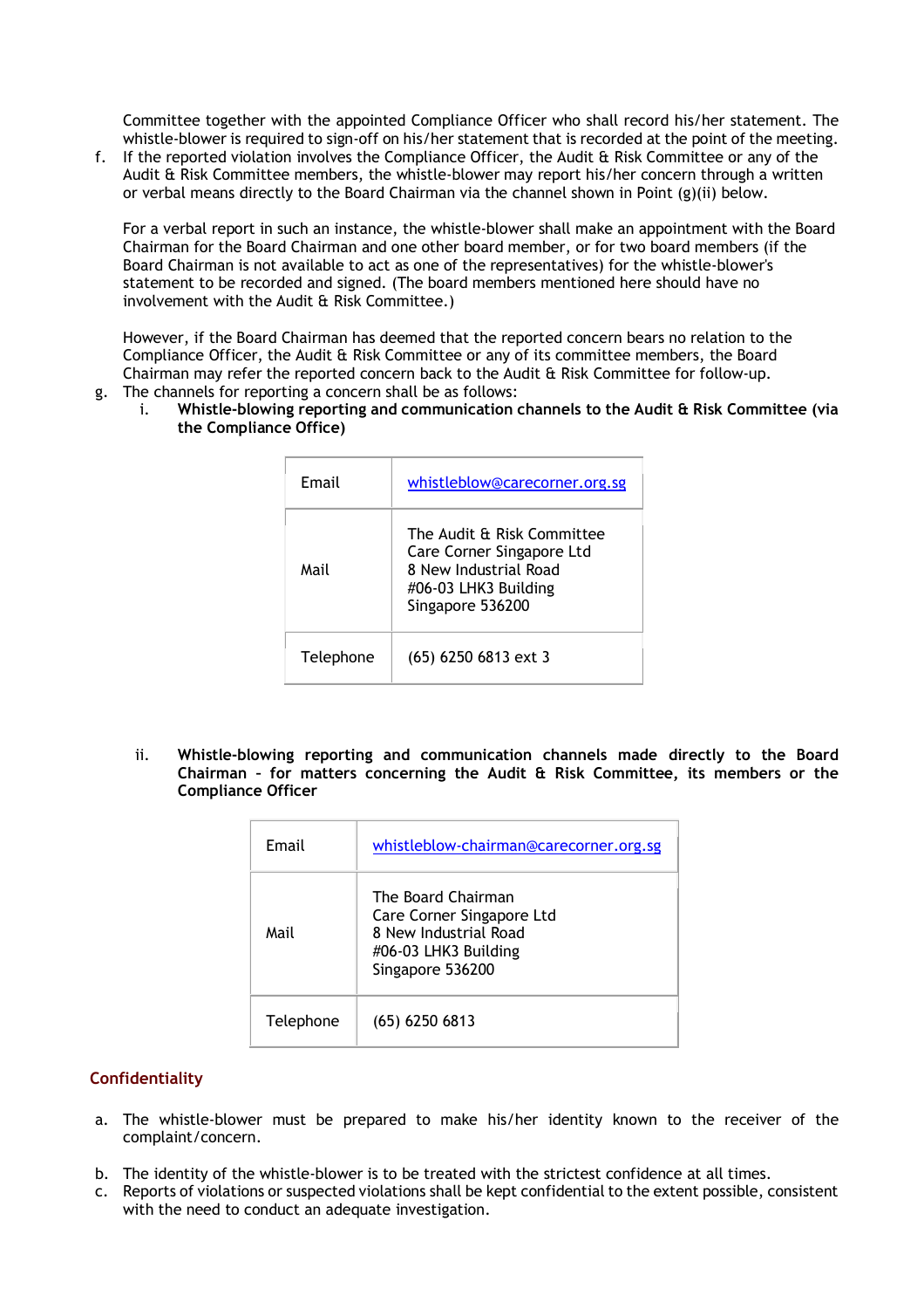Committee together with the appointed Compliance Officer who shall record his/her statement. The whistle-blower is required to sign-off on his/her statement that is recorded at the point of the meeting.

f. If the reported violation involves the Compliance Officer, the Audit & Risk Committee or any of the Audit & Risk Committee members, the whistle-blower may report his/her concern through a written or verbal means directly to the Board Chairman via the channel shown in Point (g)(ii) below.

   For a verbal report in such an instance, the whistle-blower shall make an appointment with the Board Chairman for the Board Chairman and one other board member, or for two board members (if the Board Chairman is not available to act as one of the representatives) for the whistle-blower's statement to be recorded and signed. (The board members mentioned here should have no involvement with the Audit & Risk Committee.)

   However, if the Board Chairman has deemed that the reported concern bears no relation to the Compliance Officer, the Audit & Risk Committee or any of its committee members, the Board Chairman may refer the reported concern back to the Audit & Risk Committee for follow-up.

g. The channels for reporting a concern shall be as follows:

   i. **Whistle-blowing reporting and communication channels to the Audit & Risk Committee (via the Compliance Office)**

| | |
|---|---|
| Email | whistleblow@carecorner.org.sg |
| Mail | The Audit & Risk Committee<br>Care Corner Singapore Ltd<br>8 New Industrial Road<br>#06-03 LHK3 Building<br>Singapore 536200 |
| Telephone | (65) 6250 6813 ext 3 |

   ii. **Whistle-blowing reporting and communication channels made directly to the Board Chairman – for matters concerning the Audit & Risk Committee, its members or the Compliance Officer**

| | |
|---|---|
| Email | whistleblow-chairman@carecorner.org.sg |
| Mail | The Board Chairman<br>Care Corner Singapore Ltd<br>8 New Industrial Road<br>#06-03 LHK3 Building<br>Singapore 536200 |
| Telephone | (65) 6250 6813 |

## Confidentiality

a. The whistle-blower must be prepared to make his/her identity known to the receiver of the complaint/concern.

b. The identity of the whistle-blower is to be treated with the strictest confidence at all times.

c. Reports of violations or suspected violations shall be kept confidential to the extent possible, consistent with the need to conduct an adequate investigation.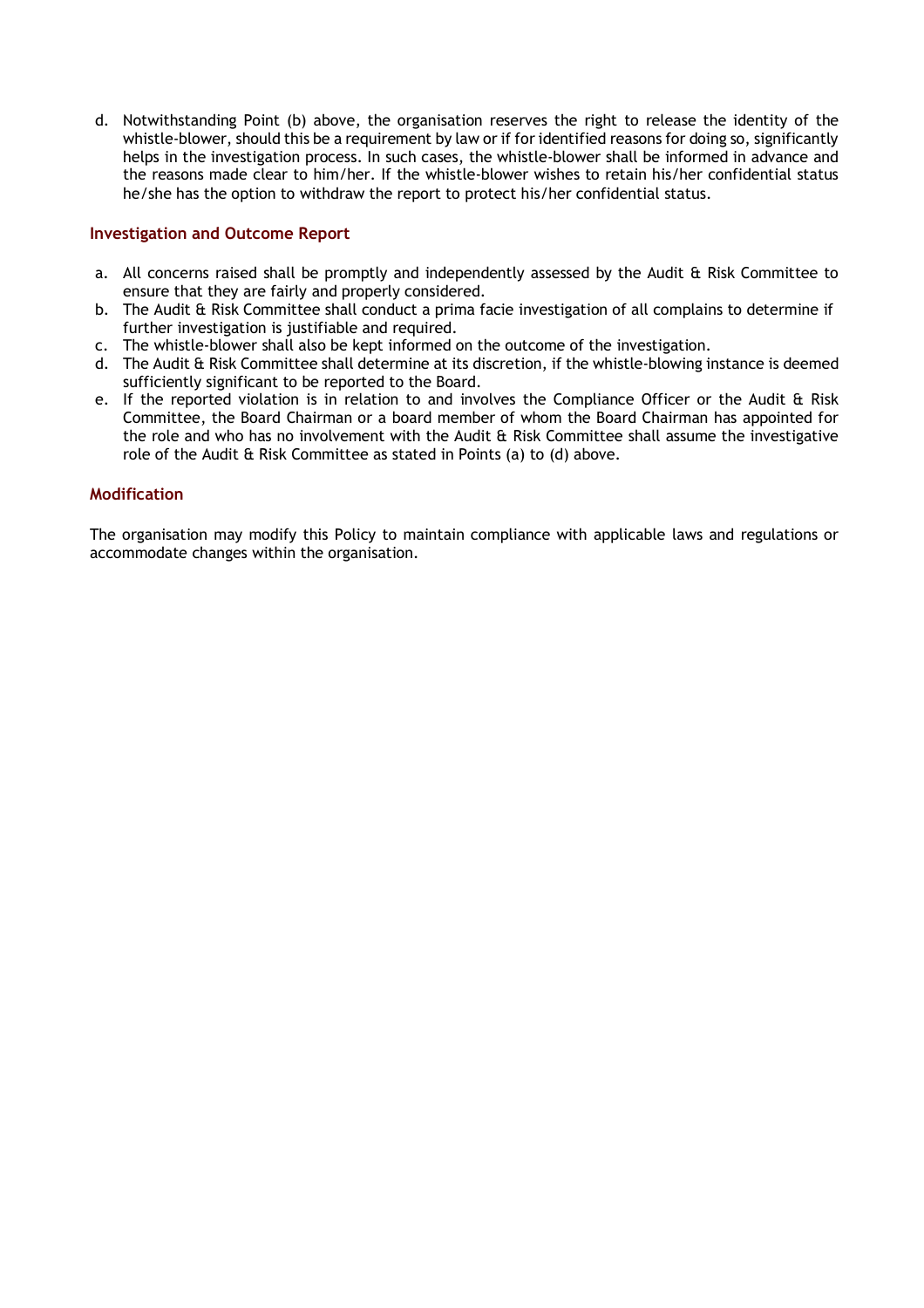d. Notwithstanding Point (b) above, the organisation reserves the right to release the identity of the whistle-blower, should this be a requirement by law or if for identified reasons for doing so, significantly helps in the investigation process. In such cases, the whistle-blower shall be informed in advance and the reasons made clear to him/her. If the whistle-blower wishes to retain his/her confidential status he/she has the option to withdraw the report to protect his/her confidential status.

## Investigation and Outcome Report

a. All concerns raised shall be promptly and independently assessed by the Audit & Risk Committee to ensure that they are fairly and properly considered.
b. The Audit & Risk Committee shall conduct a prima facie investigation of all complains to determine if further investigation is justifiable and required.
c. The whistle-blower shall also be kept informed on the outcome of the investigation.
d. The Audit & Risk Committee shall determine at its discretion, if the whistle-blowing instance is deemed sufficiently significant to be reported to the Board.
e. If the reported violation is in relation to and involves the Compliance Officer or the Audit & Risk Committee, the Board Chairman or a board member of whom the Board Chairman has appointed for the role and who has no involvement with the Audit & Risk Committee shall assume the investigative role of the Audit & Risk Committee as stated in Points (a) to (d) above.

## Modification

The organisation may modify this Policy to maintain compliance with applicable laws and regulations or accommodate changes within the organisation.